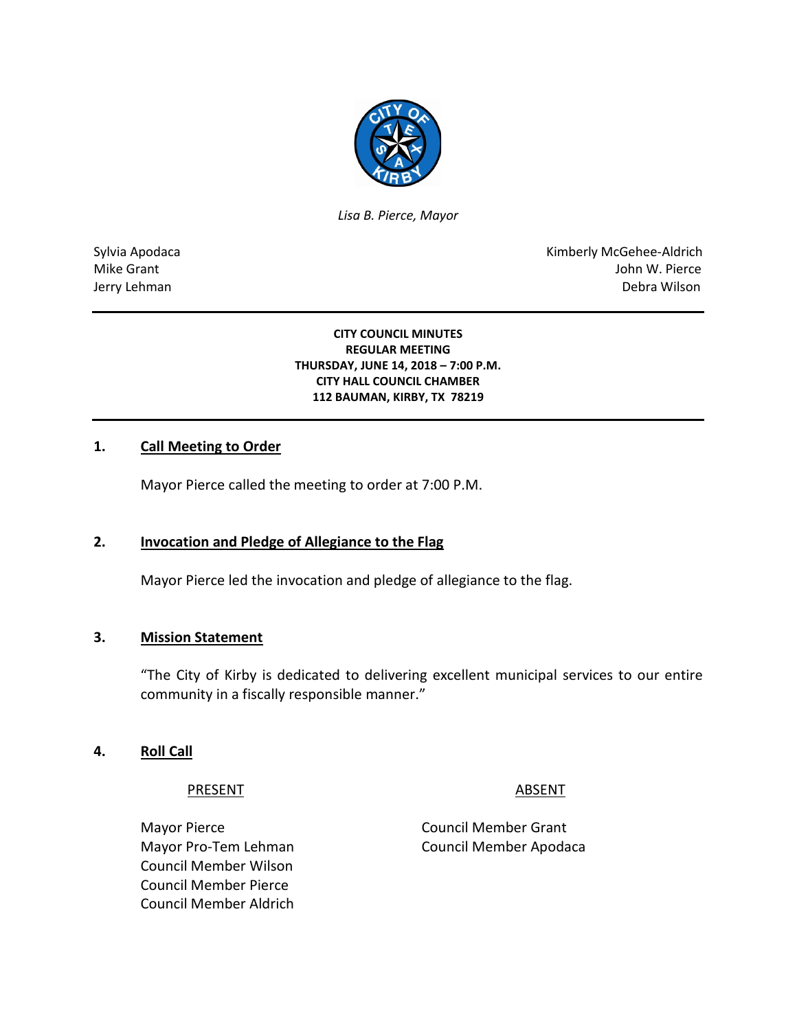*Lisa B. Pierce, Mayor*

Sylvia Apodaca
Mike Grant
Jerry Lehman

Kimberly McGehee-Aldrich
John W. Pierce
Debra Wilson

**CITY COUNCIL MINUTES**
**REGULAR MEETING**
**THURSDAY, JUNE 14, 2018 – 7:00 P.M.**
**CITY HALL COUNCIL CHAMBER**
**112 BAUMAN, KIRBY, TX 78219**

## 1. Call Meeting to Order

Mayor Pierce called the meeting to order at 7:00 P.M.

## 2. Invocation and Pledge of Allegiance to the Flag

Mayor Pierce led the invocation and pledge of allegiance to the flag.

## 3. Mission Statement

"The City of Kirby is dedicated to delivering excellent municipal services to our entire community in a fiscally responsible manner."

## 4. Roll Call

| PRESENT | ABSENT |
| --- | --- |
| Mayor Pierce | Council Member Grant |
| Mayor Pro-Tem Lehman | Council Member Apodaca |
| Council Member Wilson | |
| Council Member Pierce | |
| Council Member Aldrich | |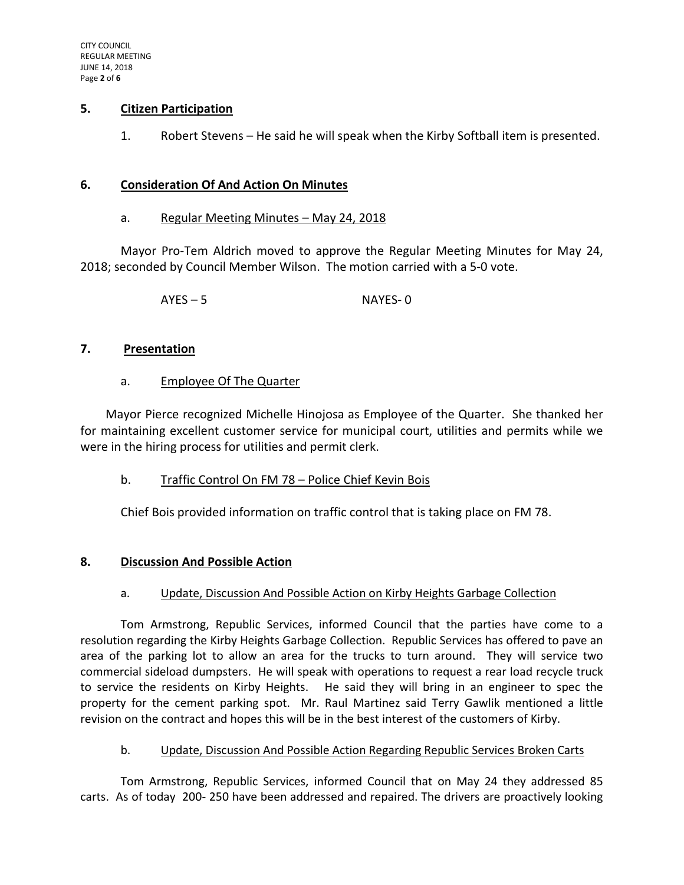## 5. Citizen Participation

1. Robert Stevens – He said he will speak when the Kirby Softball item is presented.

## 6. Consideration Of And Action On Minutes

a. Regular Meeting Minutes – May 24, 2018

Mayor Pro-Tem Aldrich moved to approve the Regular Meeting Minutes for May 24, 2018; seconded by Council Member Wilson. The motion carried with a 5-0 vote.

AYES – 5 NAYES- 0

## 7. Presentation

a. Employee Of The Quarter

Mayor Pierce recognized Michelle Hinojosa as Employee of the Quarter. She thanked her for maintaining excellent customer service for municipal court, utilities and permits while we were in the hiring process for utilities and permit clerk.

b. Traffic Control On FM 78 – Police Chief Kevin Bois

Chief Bois provided information on traffic control that is taking place on FM 78.

## 8. Discussion And Possible Action

a. Update, Discussion And Possible Action on Kirby Heights Garbage Collection

Tom Armstrong, Republic Services, informed Council that the parties have come to a resolution regarding the Kirby Heights Garbage Collection. Republic Services has offered to pave an area of the parking lot to allow an area for the trucks to turn around. They will service two commercial sideload dumpsters. He will speak with operations to request a rear load recycle truck to service the residents on Kirby Heights. He said they will bring in an engineer to spec the property for the cement parking spot. Mr. Raul Martinez said Terry Gawlik mentioned a little revision on the contract and hopes this will be in the best interest of the customers of Kirby.

b. Update, Discussion And Possible Action Regarding Republic Services Broken Carts

Tom Armstrong, Republic Services, informed Council that on May 24 they addressed 85 carts. As of today 200- 250 have been addressed and repaired. The drivers are proactively looking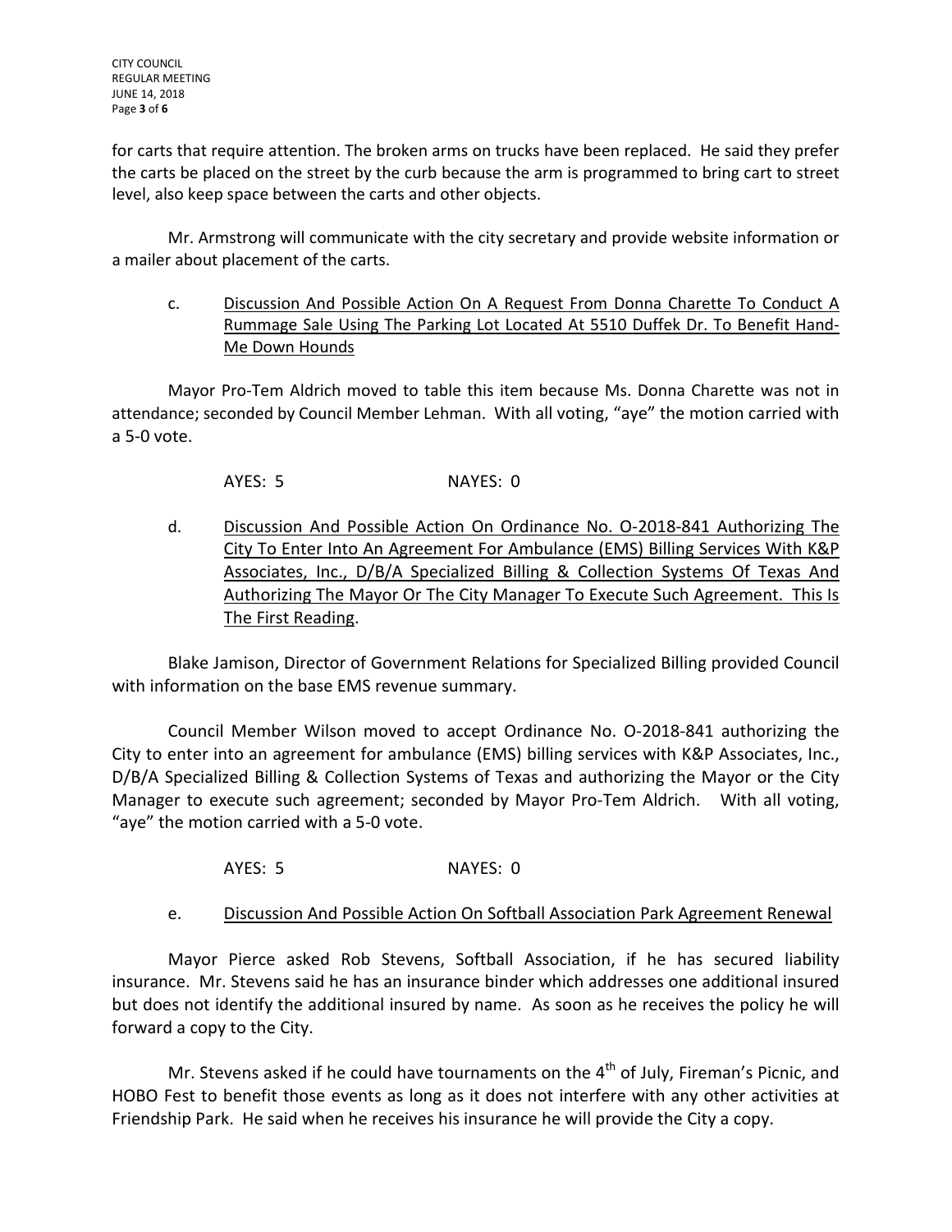for carts that require attention. The broken arms on trucks have been replaced. He said they prefer the carts be placed on the street by the curb because the arm is programmed to bring cart to street level, also keep space between the carts and other objects.

Mr. Armstrong will communicate with the city secretary and provide website information or a mailer about placement of the carts.

c. Discussion And Possible Action On A Request From Donna Charette To Conduct A Rummage Sale Using The Parking Lot Located At 5510 Duffek Dr. To Benefit Hand-Me Down Hounds

Mayor Pro-Tem Aldrich moved to table this item because Ms. Donna Charette was not in attendance; seconded by Council Member Lehman. With all voting, "aye" the motion carried with a 5-0 vote.

AYES: 5 NAYES: 0

d. Discussion And Possible Action On Ordinance No. O-2018-841 Authorizing The City To Enter Into An Agreement For Ambulance (EMS) Billing Services With K&P Associates, Inc., D/B/A Specialized Billing & Collection Systems Of Texas And Authorizing The Mayor Or The City Manager To Execute Such Agreement. This Is The First Reading.

Blake Jamison, Director of Government Relations for Specialized Billing provided Council with information on the base EMS revenue summary.

Council Member Wilson moved to accept Ordinance No. O-2018-841 authorizing the City to enter into an agreement for ambulance (EMS) billing services with K&P Associates, Inc., D/B/A Specialized Billing & Collection Systems of Texas and authorizing the Mayor or the City Manager to execute such agreement; seconded by Mayor Pro-Tem Aldrich. With all voting, "aye" the motion carried with a 5-0 vote.

AYES: 5 NAYES: 0

e. Discussion And Possible Action On Softball Association Park Agreement Renewal

Mayor Pierce asked Rob Stevens, Softball Association, if he has secured liability insurance. Mr. Stevens said he has an insurance binder which addresses one additional insured but does not identify the additional insured by name. As soon as he receives the policy he will forward a copy to the City.

Mr. Stevens asked if he could have tournaments on the 4th of July, Fireman's Picnic, and HOBO Fest to benefit those events as long as it does not interfere with any other activities at Friendship Park. He said when he receives his insurance he will provide the City a copy.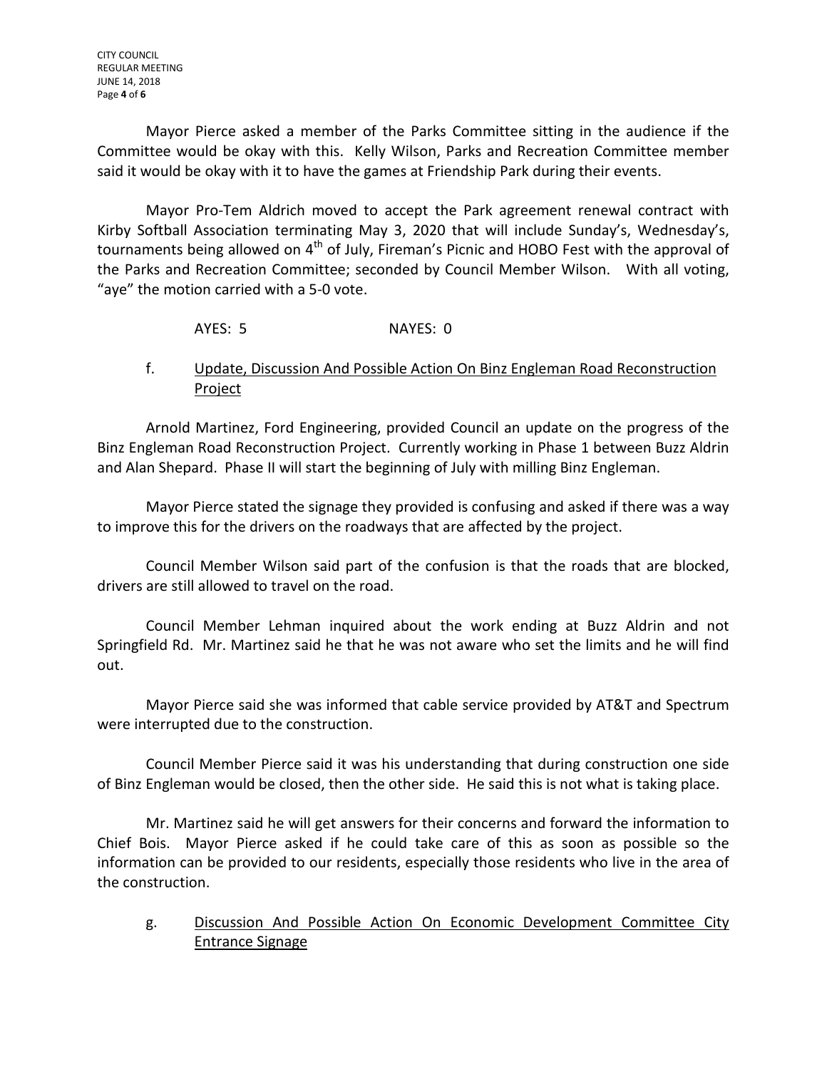Mayor Pierce asked a member of the Parks Committee sitting in the audience if the Committee would be okay with this. Kelly Wilson, Parks and Recreation Committee member said it would be okay with it to have the games at Friendship Park during their events.

Mayor Pro-Tem Aldrich moved to accept the Park agreement renewal contract with Kirby Softball Association terminating May 3, 2020 that will include Sunday's, Wednesday's, tournaments being allowed on 4th of July, Fireman's Picnic and HOBO Fest with the approval of the Parks and Recreation Committee; seconded by Council Member Wilson. With all voting, "aye" the motion carried with a 5-0 vote.

AYES: 5 NAYES: 0

f. Update, Discussion And Possible Action On Binz Engleman Road Reconstruction Project

Arnold Martinez, Ford Engineering, provided Council an update on the progress of the Binz Engleman Road Reconstruction Project. Currently working in Phase 1 between Buzz Aldrin and Alan Shepard. Phase II will start the beginning of July with milling Binz Engleman.

Mayor Pierce stated the signage they provided is confusing and asked if there was a way to improve this for the drivers on the roadways that are affected by the project.

Council Member Wilson said part of the confusion is that the roads that are blocked, drivers are still allowed to travel on the road.

Council Member Lehman inquired about the work ending at Buzz Aldrin and not Springfield Rd. Mr. Martinez said he that he was not aware who set the limits and he will find out.

Mayor Pierce said she was informed that cable service provided by AT&T and Spectrum were interrupted due to the construction.

Council Member Pierce said it was his understanding that during construction one side of Binz Engleman would be closed, then the other side. He said this is not what is taking place.

Mr. Martinez said he will get answers for their concerns and forward the information to Chief Bois. Mayor Pierce asked if he could take care of this as soon as possible so the information can be provided to our residents, especially those residents who live in the area of the construction.

g. Discussion And Possible Action On Economic Development Committee City Entrance Signage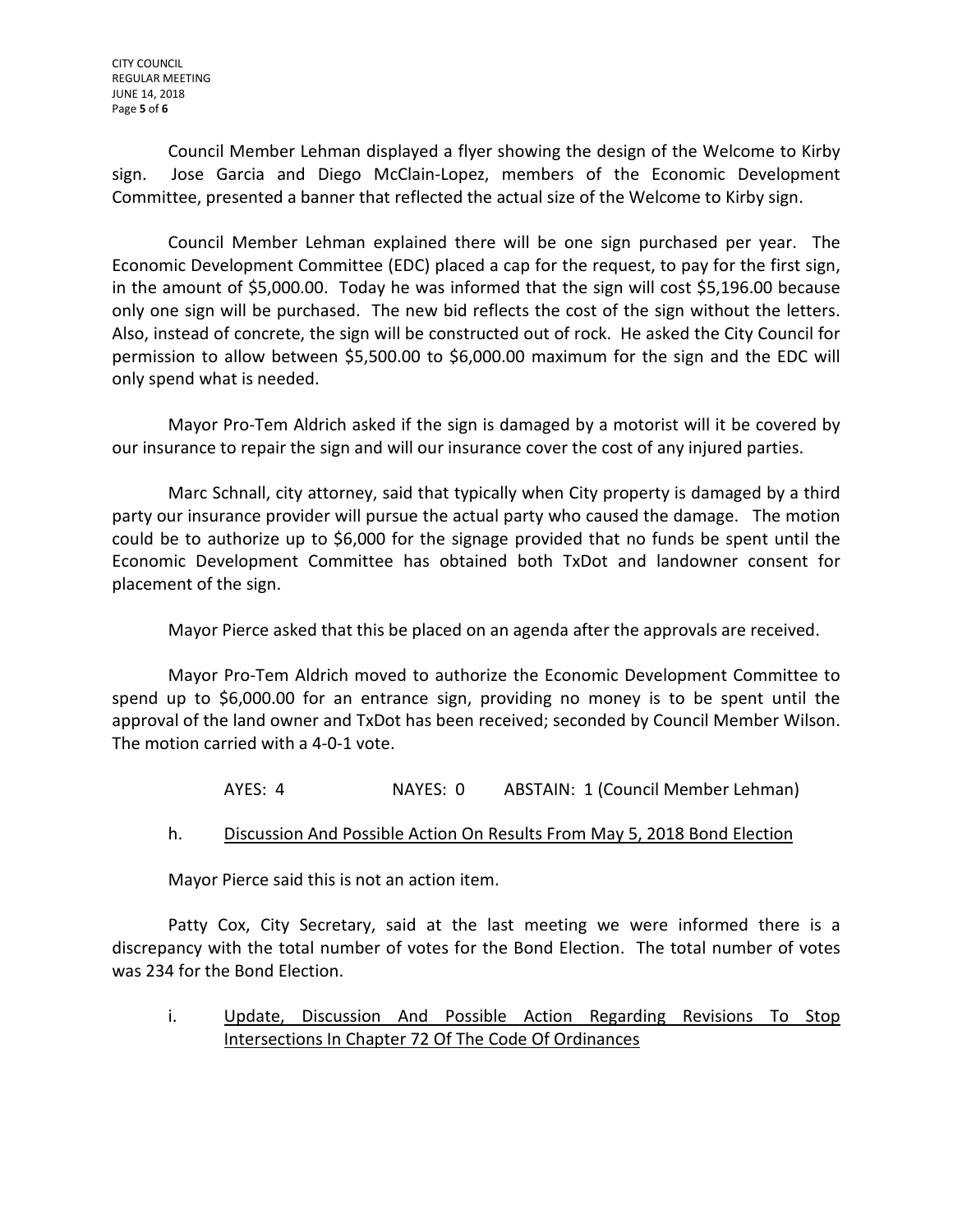Council Member Lehman displayed a flyer showing the design of the Welcome to Kirby sign. Jose Garcia and Diego McClain-Lopez, members of the Economic Development Committee, presented a banner that reflected the actual size of the Welcome to Kirby sign.

Council Member Lehman explained there will be one sign purchased per year. The Economic Development Committee (EDC) placed a cap for the request, to pay for the first sign, in the amount of $5,000.00. Today he was informed that the sign will cost $5,196.00 because only one sign will be purchased. The new bid reflects the cost of the sign without the letters. Also, instead of concrete, the sign will be constructed out of rock. He asked the City Council for permission to allow between $5,500.00 to $6,000.00 maximum for the sign and the EDC will only spend what is needed.

Mayor Pro-Tem Aldrich asked if the sign is damaged by a motorist will it be covered by our insurance to repair the sign and will our insurance cover the cost of any injured parties.

Marc Schnall, city attorney, said that typically when City property is damaged by a third party our insurance provider will pursue the actual party who caused the damage. The motion could be to authorize up to $6,000 for the signage provided that no funds be spent until the Economic Development Committee has obtained both TxDot and landowner consent for placement of the sign.

Mayor Pierce asked that this be placed on an agenda after the approvals are received.

Mayor Pro-Tem Aldrich moved to authorize the Economic Development Committee to spend up to $6,000.00 for an entrance sign, providing no money is to be spent until the approval of the land owner and TxDot has been received; seconded by Council Member Wilson. The motion carried with a 4-0-1 vote.

AYES: 4 NAYES: 0 ABSTAIN: 1 (Council Member Lehman)

h. Discussion And Possible Action On Results From May 5, 2018 Bond Election

Mayor Pierce said this is not an action item.

Patty Cox, City Secretary, said at the last meeting we were informed there is a discrepancy with the total number of votes for the Bond Election. The total number of votes was 234 for the Bond Election.

i. Update, Discussion And Possible Action Regarding Revisions To Stop Intersections In Chapter 72 Of The Code Of Ordinances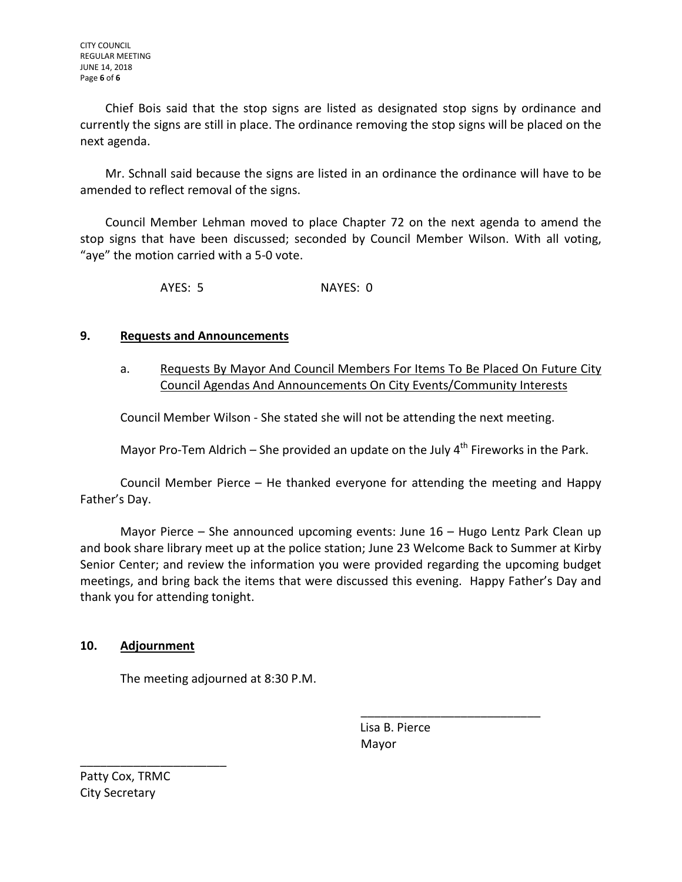Chief Bois said that the stop signs are listed as designated stop signs by ordinance and currently the signs are still in place. The ordinance removing the stop signs will be placed on the next agenda.

Mr. Schnall said because the signs are listed in an ordinance the ordinance will have to be amended to reflect removal of the signs.

Council Member Lehman moved to place Chapter 72 on the next agenda to amend the stop signs that have been discussed; seconded by Council Member Wilson. With all voting, "aye" the motion carried with a 5-0 vote.

AYES: 5 NAYES: 0

## 9. Requests and Announcements

a. Requests By Mayor And Council Members For Items To Be Placed On Future City Council Agendas And Announcements On City Events/Community Interests

Council Member Wilson - She stated she will not be attending the next meeting.

Mayor Pro-Tem Aldrich – She provided an update on the July 4th Fireworks in the Park.

Council Member Pierce – He thanked everyone for attending the meeting and Happy Father's Day.

Mayor Pierce – She announced upcoming events: June 16 – Hugo Lentz Park Clean up and book share library meet up at the police station; June 23 Welcome Back to Summer at Kirby Senior Center; and review the information you were provided regarding the upcoming budget meetings, and bring back the items that were discussed this evening. Happy Father's Day and thank you for attending tonight.

## 10. Adjournment

The meeting adjourned at 8:30 P.M.

\_\_\_\_\_\_\_\_\_\_\_\_\_\_\_\_\_\_\_\_\_\_\_\_\_\_\_\_
Lisa B. Pierce
Mayor

\_\_\_\_\_\_\_\_\_\_\_\_\_\_\_\_\_\_\_\_\_\_\_\_\_\_\_\_
Patty Cox, TRMC
City Secretary